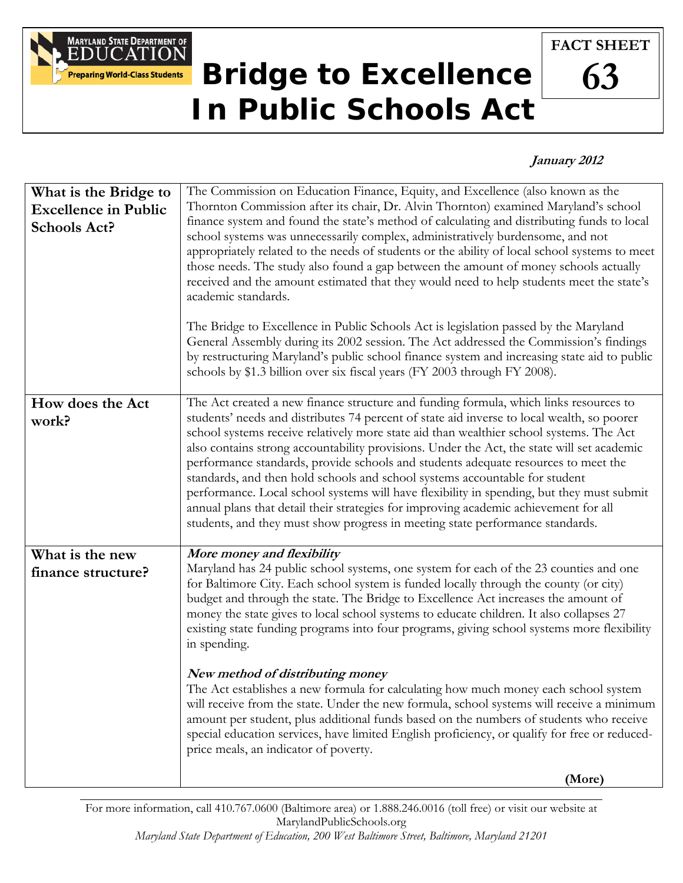MARYLAND STATE DEPARTMENT OF EDUCATION
Preparing World-Class Students

# Bridge to Excellence In Public Schools Act

**FACT SHEET 63**

***January 2012***

| | |
|---|---|
| **What is the Bridge to Excellence in Public Schools Act?** | The Commission on Education Finance, Equity, and Excellence (also known as the Thornton Commission after its chair, Dr. Alvin Thornton) examined Maryland's school finance system and found the state's method of calculating and distributing funds to local school systems was unnecessarily complex, administratively burdensome, and not appropriately related to the needs of students or the ability of local school systems to meet those needs. The study also found a gap between the amount of money schools actually received and the amount estimated that they would need to help students meet the state's academic standards.<br><br>The Bridge to Excellence in Public Schools Act is legislation passed by the Maryland General Assembly during its 2002 session. The Act addressed the Commission's findings by restructuring Maryland's public school finance system and increasing state aid to public schools by $1.3 billion over six fiscal years (FY 2003 through FY 2008). |
| **How does the Act work?** | The Act created a new finance structure and funding formula, which links resources to students' needs and distributes 74 percent of state aid inverse to local wealth, so poorer school systems receive relatively more state aid than wealthier school systems. The Act also contains strong accountability provisions. Under the Act, the state will set academic performance standards, provide schools and students adequate resources to meet the standards, and then hold schools and school systems accountable for student performance. Local school systems will have flexibility in spending, but they must submit annual plans that detail their strategies for improving academic achievement for all students, and they must show progress in meeting state performance standards. |
| **What is the new finance structure?** | ***More money and flexibility***<br>Maryland has 24 public school systems, one system for each of the 23 counties and one for Baltimore City. Each school system is funded locally through the county (or city) budget and through the state. The Bridge to Excellence Act increases the amount of money the state gives to local school systems to educate children. It also collapses 27 existing state funding programs into four programs, giving school systems more flexibility in spending.<br><br>***New method of distributing money***<br>The Act establishes a new formula for calculating how much money each school system will receive from the state. Under the new formula, school systems will receive a minimum amount per student, plus additional funds based on the numbers of students who receive special education services, have limited English proficiency, or qualify for free or reduced-price meals, an indicator of poverty.<br><br>**(More)** |

For more information, call 410.767.0600 (Baltimore area) or 1.888.246.0016 (toll free) or visit our website at MarylandPublicSchools.org
*Maryland State Department of Education, 200 West Baltimore Street, Baltimore, Maryland 21201*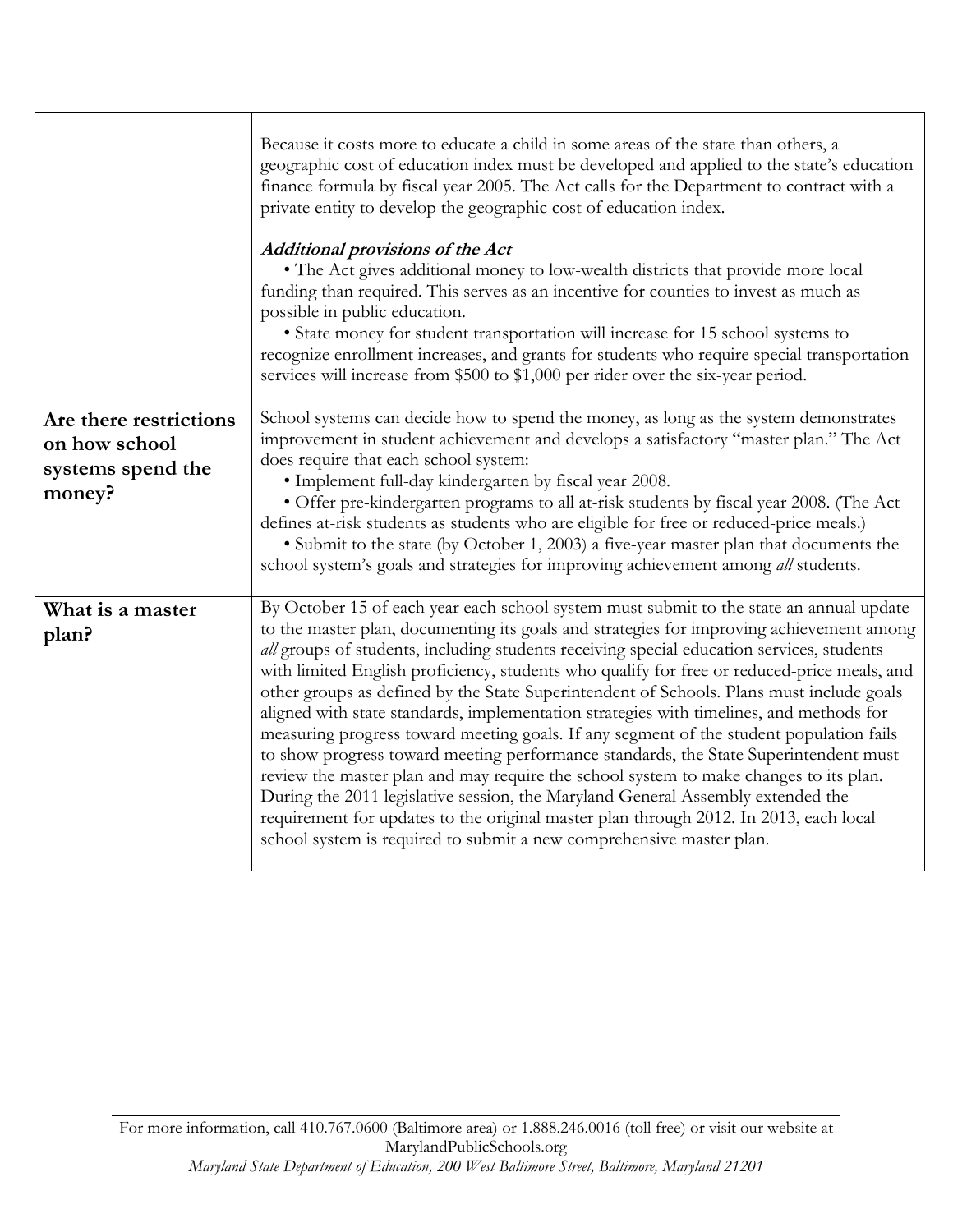| | |
|---|---|
| | Because it costs more to educate a child in some areas of the state than others, a geographic cost of education index must be developed and applied to the state's education finance formula by fiscal year 2005. The Act calls for the Department to contract with a private entity to develop the geographic cost of education index.<br><br>***Additional provisions of the Act***<br>• The Act gives additional money to low-wealth districts that provide more local funding than required. This serves as an incentive for counties to invest as much as possible in public education.<br>• State money for student transportation will increase for 15 school systems to recognize enrollment increases, and grants for students who require special transportation services will increase from $500 to $1,000 per rider over the six-year period. |
| **Are there restrictions on how school systems spend the money?** | School systems can decide how to spend the money, as long as the system demonstrates improvement in student achievement and develops a satisfactory "master plan." The Act does require that each school system:<br>• Implement full-day kindergarten by fiscal year 2008.<br>• Offer pre-kindergarten programs to all at-risk students by fiscal year 2008. (The Act defines at-risk students as students who are eligible for free or reduced-price meals.)<br>• Submit to the state (by October 1, 2003) a five-year master plan that documents the school system's goals and strategies for improving achievement among *all* students. |
| **What is a master plan?** | By October 15 of each year each school system must submit to the state an annual update to the master plan, documenting its goals and strategies for improving achievement among *all* groups of students, including students receiving special education services, students with limited English proficiency, students who qualify for free or reduced-price meals, and other groups as defined by the State Superintendent of Schools. Plans must include goals aligned with state standards, implementation strategies with timelines, and methods for measuring progress toward meeting goals. If any segment of the student population fails to show progress toward meeting performance standards, the State Superintendent must review the master plan and may require the school system to make changes to its plan. During the 2011 legislative session, the Maryland General Assembly extended the requirement for updates to the original master plan through 2012. In 2013, each local school system is required to submit a new comprehensive master plan. |

For more information, call 410.767.0600 (Baltimore area) or 1.888.246.0016 (toll free) or visit our website at MarylandPublicSchools.org
*Maryland State Department of Education, 200 West Baltimore Street, Baltimore, Maryland 21201*